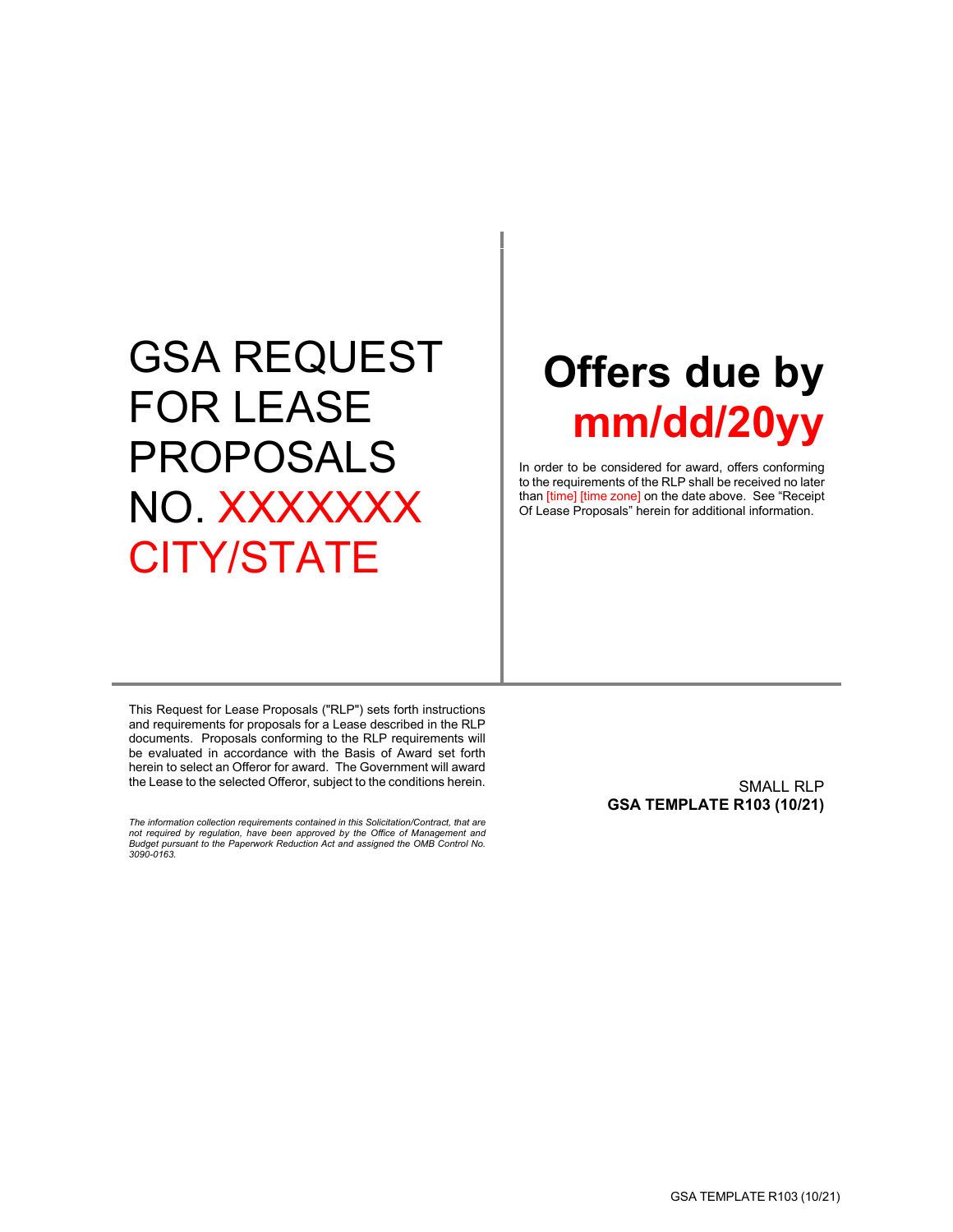# GSA REQUEST FOR LEASE PROPOSALS NO. XXXXXXX CITY/STATE

# Offers due by mm/dd/20yy

In order to be considered for award, offers conforming to the requirements of the RLP shall be received no later than [time] [time zone] on the date above. See "Receipt Of Lease Proposals" herein for additional information.

This Request for Lease Proposals ("RLP") sets forth instructions and requirements for proposals for a Lease described in the RLP documents. Proposals conforming to the RLP requirements will be evaluated in accordance with the Basis of Award set forth herein to select an Offeror for award. The Government will award the Lease to the selected Offeror, subject to the conditions herein.

*The information collection requirements contained in this Solicitation/Contract, that are not required by regulation, have been approved by the Office of Management and Budget pursuant to the Paperwork Reduction Act and assigned the OMB Control No. 3090-0163.*

SMALL RLP
**GSA TEMPLATE R103 (10/21)**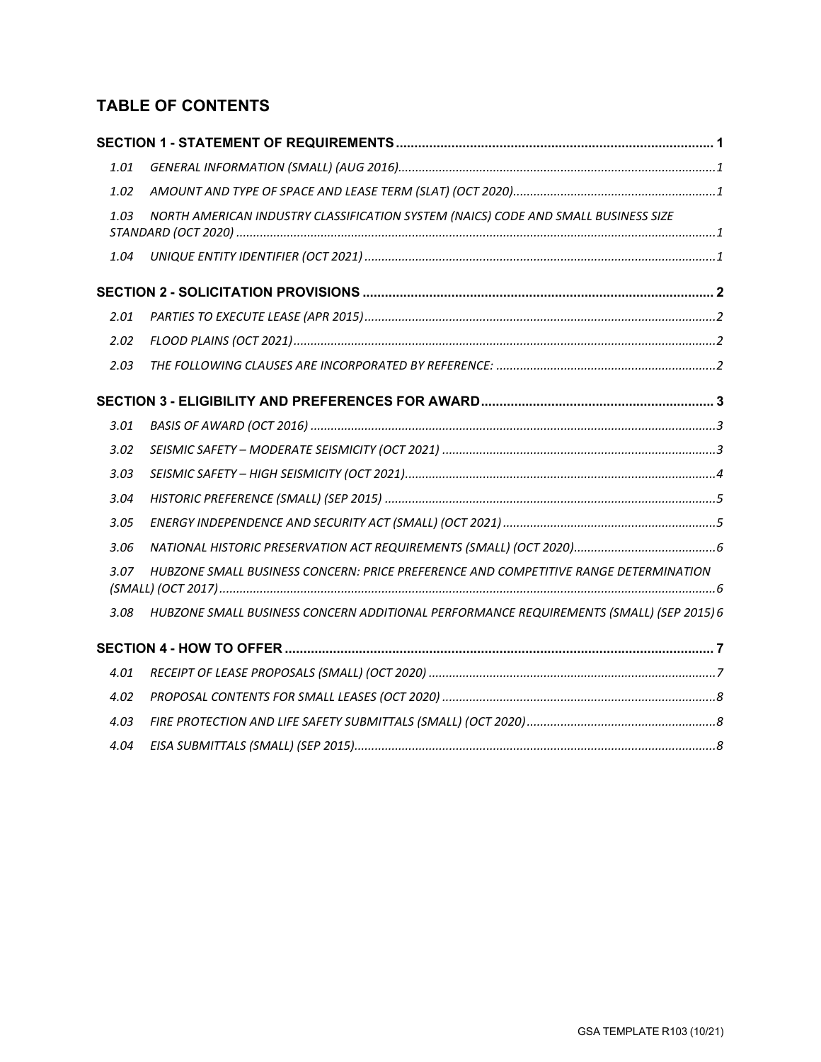# TABLE OF CONTENTS

**SECTION 1 - STATEMENT OF REQUIREMENTS ..................................................................................... 1**

*1.01 GENERAL INFORMATION (SMALL) (AUG 2016)............................................................................................1*

*1.02 AMOUNT AND TYPE OF SPACE AND LEASE TERM (SLAT) (OCT 2020)............................................................1*

*1.03 NORTH AMERICAN INDUSTRY CLASSIFICATION SYSTEM (NAICS) CODE AND SMALL BUSINESS SIZE STANDARD (OCT 2020) ............................................................................................................................................1*

*1.04 UNIQUE ENTITY IDENTIFIER (OCT 2021) .......................................................................................................1*

**SECTION 2 - SOLICITATION PROVISIONS ............................................................................................. 2**

*2.01 PARTIES TO EXECUTE LEASE (APR 2015).......................................................................................................2*

*2.02 FLOOD PLAINS (OCT 2021)............................................................................................................................2*

*2.03 THE FOLLOWING CLAUSES ARE INCORPORATED BY REFERENCE: .................................................................2*

**SECTION 3 - ELIGIBILITY AND PREFERENCES FOR AWARD............................................................... 3**

*3.01 BASIS OF AWARD (OCT 2016) .......................................................................................................................3*

*3.02 SEISMIC SAFETY – MODERATE SEISMICITY (OCT 2021) .................................................................................3*

*3.03 SEISMIC SAFETY – HIGH SEISMICITY (OCT 2021)...........................................................................................4*

*3.04 HISTORIC PREFERENCE (SMALL) (SEP 2015) .................................................................................................5*

*3.05 ENERGY INDEPENDENCE AND SECURITY ACT (SMALL) (OCT 2021) ...............................................................5*

*3.06 NATIONAL HISTORIC PRESERVATION ACT REQUIREMENTS (SMALL) (OCT 2020)..........................................6*

*3.07 HUBZONE SMALL BUSINESS CONCERN: PRICE PREFERENCE AND COMPETITIVE RANGE DETERMINATION (SMALL) (OCT 2017)..................................................................................................................................6*

*3.08 HUBZONE SMALL BUSINESS CONCERN ADDITIONAL PERFORMANCE REQUIREMENTS (SMALL) (SEP 2015) 6*

**SECTION 4 - HOW TO OFFER ................................................................................................................... 7**

*4.01 RECEIPT OF LEASE PROPOSALS (SMALL) (OCT 2020) ....................................................................................7*

*4.02 PROPOSAL CONTENTS FOR SMALL LEASES (OCT 2020) .................................................................................8*

*4.03 FIRE PROTECTION AND LIFE SAFETY SUBMITTALS (SMALL) (OCT 2020)........................................................8*

*4.04 EISA SUBMITTALS (SMALL) (SEP 2015)..........................................................................................................8*

GSA TEMPLATE R103 (10/21)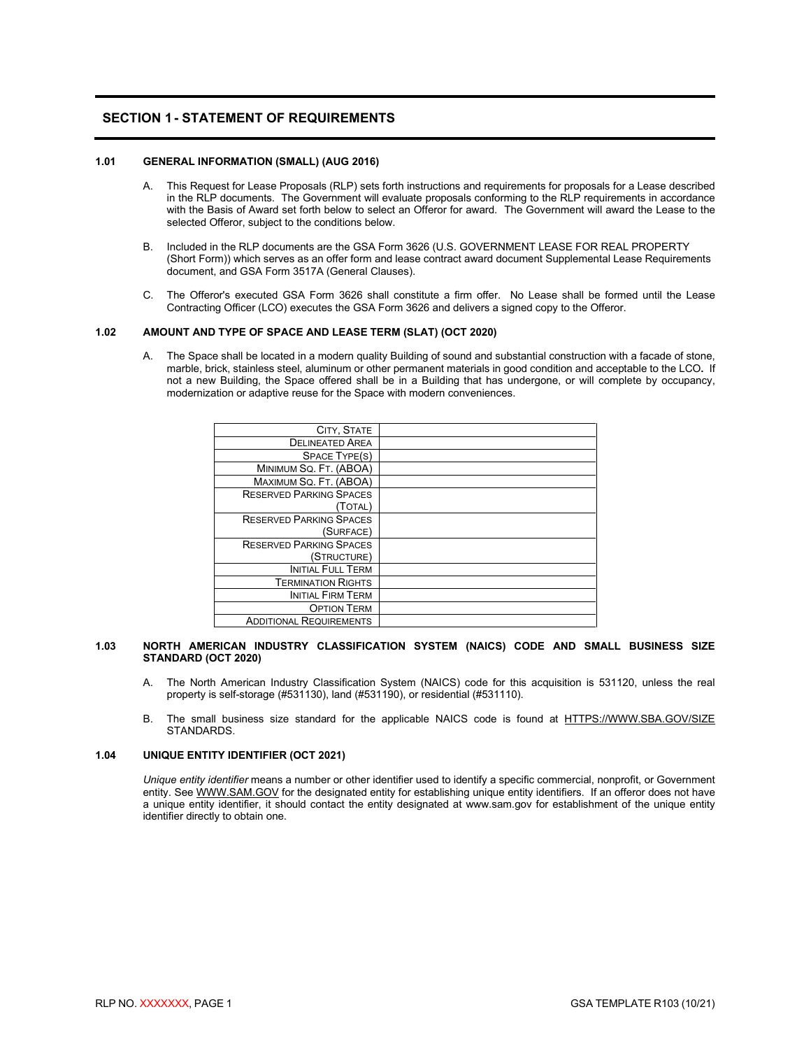## SECTION 1 - STATEMENT OF REQUIREMENTS

### 1.01 GENERAL INFORMATION (SMALL) (AUG 2016)

A. This Request for Lease Proposals (RLP) sets forth instructions and requirements for proposals for a Lease described in the RLP documents. The Government will evaluate proposals conforming to the RLP requirements in accordance with the Basis of Award set forth below to select an Offeror for award. The Government will award the Lease to the selected Offeror, subject to the conditions below.

B. Included in the RLP documents are the GSA Form 3626 (U.S. GOVERNMENT LEASE FOR REAL PROPERTY (Short Form)) which serves as an offer form and lease contract award document Supplemental Lease Requirements document, and GSA Form 3517A (General Clauses).

C. The Offeror's executed GSA Form 3626 shall constitute a firm offer. No Lease shall be formed until the Lease Contracting Officer (LCO) executes the GSA Form 3626 and delivers a signed copy to the Offeror.

### 1.02 AMOUNT AND TYPE OF SPACE AND LEASE TERM (SLAT) (OCT 2020)

A. The Space shall be located in a modern quality Building of sound and substantial construction with a facade of stone, marble, brick, stainless steel, aluminum or other permanent materials in good condition and acceptable to the LCO**.** If not a new Building, the Space offered shall be in a Building that has undergone, or will complete by occupancy, modernization or adaptive reuse for the Space with modern conveniences.

| | |
|---|---|
| City, State | |
| Delineated Area | |
| Space Type(s) | |
| Minimum Sq. Ft. (ABOA) | |
| Maximum Sq. Ft. (ABOA) | |
| Reserved Parking Spaces (Total) | |
| Reserved Parking Spaces (Surface) | |
| Reserved Parking Spaces (Structure) | |
| Initial Full Term | |
| Termination Rights | |
| Initial Firm Term | |
| Option Term | |
| Additional Requirements | |

### 1.03 NORTH AMERICAN INDUSTRY CLASSIFICATION SYSTEM (NAICS) CODE AND SMALL BUSINESS SIZE STANDARD (OCT 2020)

A. The North American Industry Classification System (NAICS) code for this acquisition is 531120, unless the real property is self-storage (#531130), land (#531190), or residential (#531110).

B. The small business size standard for the applicable NAICS code is found at HTTPS://WWW.SBA.GOV/SIZE STANDARDS.

### 1.04 UNIQUE ENTITY IDENTIFIER (OCT 2021)

*Unique entity identifier* means a number or other identifier used to identify a specific commercial, nonprofit, or Government entity. See WWW.SAM.GOV for the designated entity for establishing unique entity identifiers. If an offeror does not have a unique entity identifier, it should contact the entity designated at www.sam.gov for establishment of the unique entity identifier directly to obtain one.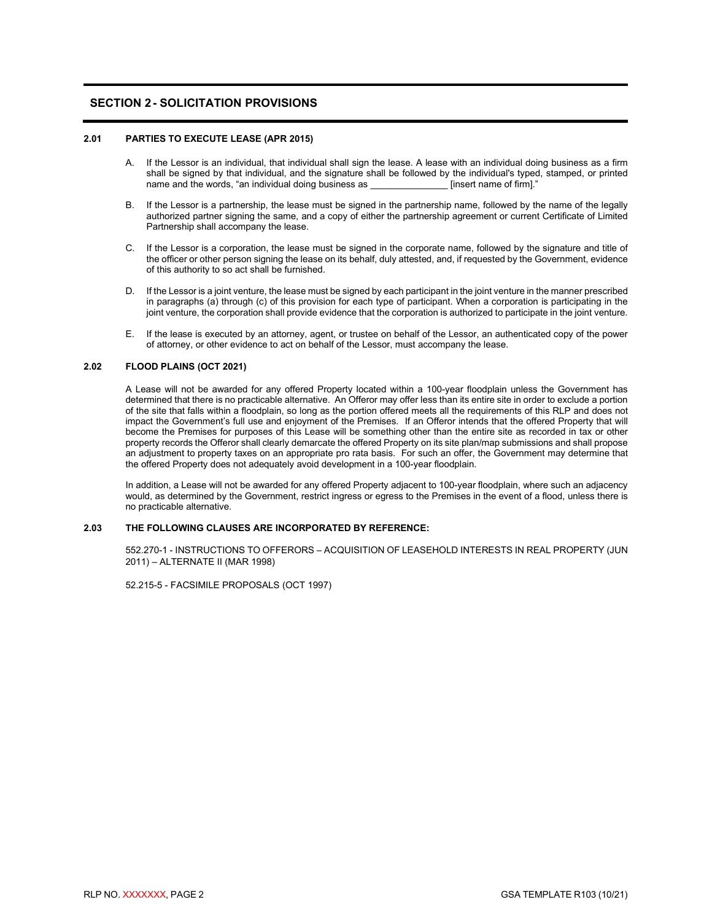# SECTION 2 - SOLICITATION PROVISIONS

### 2.01 PARTIES TO EXECUTE LEASE (APR 2015)

A. If the Lessor is an individual, that individual shall sign the lease. A lease with an individual doing business as a firm shall be signed by that individual, and the signature shall be followed by the individual's typed, stamped, or printed name and the words, "an individual doing business as _______________ [insert name of firm]."

B. If the Lessor is a partnership, the lease must be signed in the partnership name, followed by the name of the legally authorized partner signing the same, and a copy of either the partnership agreement or current Certificate of Limited Partnership shall accompany the lease.

C. If the Lessor is a corporation, the lease must be signed in the corporate name, followed by the signature and title of the officer or other person signing the lease on its behalf, duly attested, and, if requested by the Government, evidence of this authority to so act shall be furnished.

D. If the Lessor is a joint venture, the lease must be signed by each participant in the joint venture in the manner prescribed in paragraphs (a) through (c) of this provision for each type of participant. When a corporation is participating in the joint venture, the corporation shall provide evidence that the corporation is authorized to participate in the joint venture.

E. If the lease is executed by an attorney, agent, or trustee on behalf of the Lessor, an authenticated copy of the power of attorney, or other evidence to act on behalf of the Lessor, must accompany the lease.

### 2.02 FLOOD PLAINS (OCT 2021)

A Lease will not be awarded for any offered Property located within a 100-year floodplain unless the Government has determined that there is no practicable alternative. An Offeror may offer less than its entire site in order to exclude a portion of the site that falls within a floodplain, so long as the portion offered meets all the requirements of this RLP and does not impact the Government's full use and enjoyment of the Premises. If an Offeror intends that the offered Property that will become the Premises for purposes of this Lease will be something other than the entire site as recorded in tax or other property records the Offeror shall clearly demarcate the offered Property on its site plan/map submissions and shall propose an adjustment to property taxes on an appropriate pro rata basis. For such an offer, the Government may determine that the offered Property does not adequately avoid development in a 100-year floodplain.

In addition, a Lease will not be awarded for any offered Property adjacent to 100-year floodplain, where such an adjacency would, as determined by the Government, restrict ingress or egress to the Premises in the event of a flood, unless there is no practicable alternative.

### 2.03 THE FOLLOWING CLAUSES ARE INCORPORATED BY REFERENCE:

552.270-1 - INSTRUCTIONS TO OFFERORS – ACQUISITION OF LEASEHOLD INTERESTS IN REAL PROPERTY (JUN 2011) – ALTERNATE II (MAR 1998)

52.215-5 - FACSIMILE PROPOSALS (OCT 1997)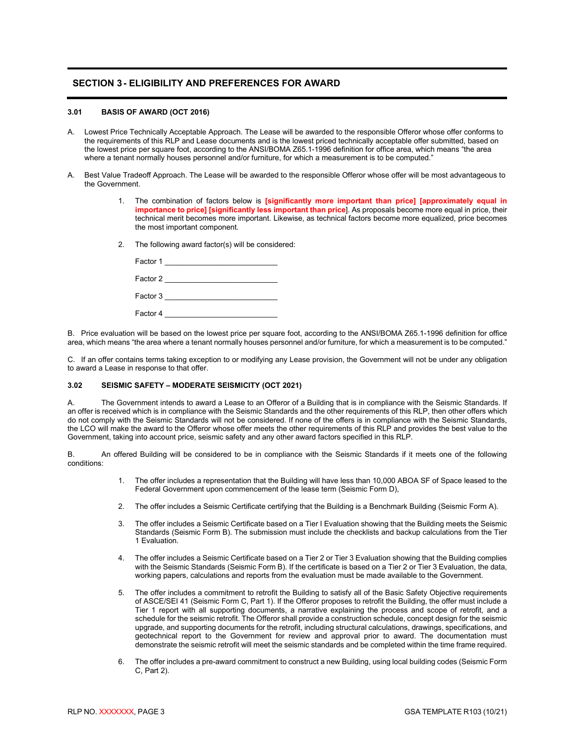## SECTION 3 - ELIGIBILITY AND PREFERENCES FOR AWARD

### 3.01 BASIS OF AWARD (OCT 2016)

A. Lowest Price Technically Acceptable Approach. The Lease will be awarded to the responsible Offeror whose offer conforms to the requirements of this RLP and Lease documents and is the lowest priced technically acceptable offer submitted, based on the lowest price per square foot, according to the ANSI/BOMA Z65.1-1996 definition for office area, which means "the area where a tenant normally houses personnel and/or furniture, for which a measurement is to be computed."

A. Best Value Tradeoff Approach. The Lease will be awarded to the responsible Offeror whose offer will be most advantageous to the Government.

1. The combination of factors below is **[significantly more important than price] [approximately equal in importance to price] [significantly less important than price]**. As proposals become more equal in price, their technical merit becomes more important. Likewise, as technical factors become more equalized, price becomes the most important component.

2. The following award factor(s) will be considered:

   Factor 1 ___________________________

   Factor 2 ___________________________

   Factor 3 ___________________________

   Factor 4 ___________________________

B. Price evaluation will be based on the lowest price per square foot, according to the ANSI/BOMA Z65.1-1996 definition for office area, which means "the area where a tenant normally houses personnel and/or furniture, for which a measurement is to be computed."

C. If an offer contains terms taking exception to or modifying any Lease provision, the Government will not be under any obligation to award a Lease in response to that offer.

### 3.02 SEISMIC SAFETY – MODERATE SEISMICITY (OCT 2021)

A. The Government intends to award a Lease to an Offeror of a Building that is in compliance with the Seismic Standards. If an offer is received which is in compliance with the Seismic Standards and the other requirements of this RLP, then other offers which do not comply with the Seismic Standards will not be considered. If none of the offers is in compliance with the Seismic Standards, the LCO will make the award to the Offeror whose offer meets the other requirements of this RLP and provides the best value to the Government, taking into account price, seismic safety and any other award factors specified in this RLP.

B. An offered Building will be considered to be in compliance with the Seismic Standards if it meets one of the following conditions:

1. The offer includes a representation that the Building will have less than 10,000 ABOA SF of Space leased to the Federal Government upon commencement of the lease term (Seismic Form D),

2. The offer includes a Seismic Certificate certifying that the Building is a Benchmark Building (Seismic Form A).

3. The offer includes a Seismic Certificate based on a Tier I Evaluation showing that the Building meets the Seismic Standards (Seismic Form B). The submission must include the checklists and backup calculations from the Tier 1 Evaluation.

4. The offer includes a Seismic Certificate based on a Tier 2 or Tier 3 Evaluation showing that the Building complies with the Seismic Standards (Seismic Form B). If the certificate is based on a Tier 2 or Tier 3 Evaluation, the data, working papers, calculations and reports from the evaluation must be made available to the Government.

5. The offer includes a commitment to retrofit the Building to satisfy all of the Basic Safety Objective requirements of ASCE/SEI 41 (Seismic Form C, Part 1). If the Offeror proposes to retrofit the Building, the offer must include a Tier 1 report with all supporting documents, a narrative explaining the process and scope of retrofit, and a schedule for the seismic retrofit. The Offeror shall provide a construction schedule, concept design for the seismic upgrade, and supporting documents for the retrofit, including structural calculations, drawings, specifications, and geotechnical report to the Government for review and approval prior to award. The documentation must demonstrate the seismic retrofit will meet the seismic standards and be completed within the time frame required.

6. The offer includes a pre-award commitment to construct a new Building, using local building codes (Seismic Form C, Part 2).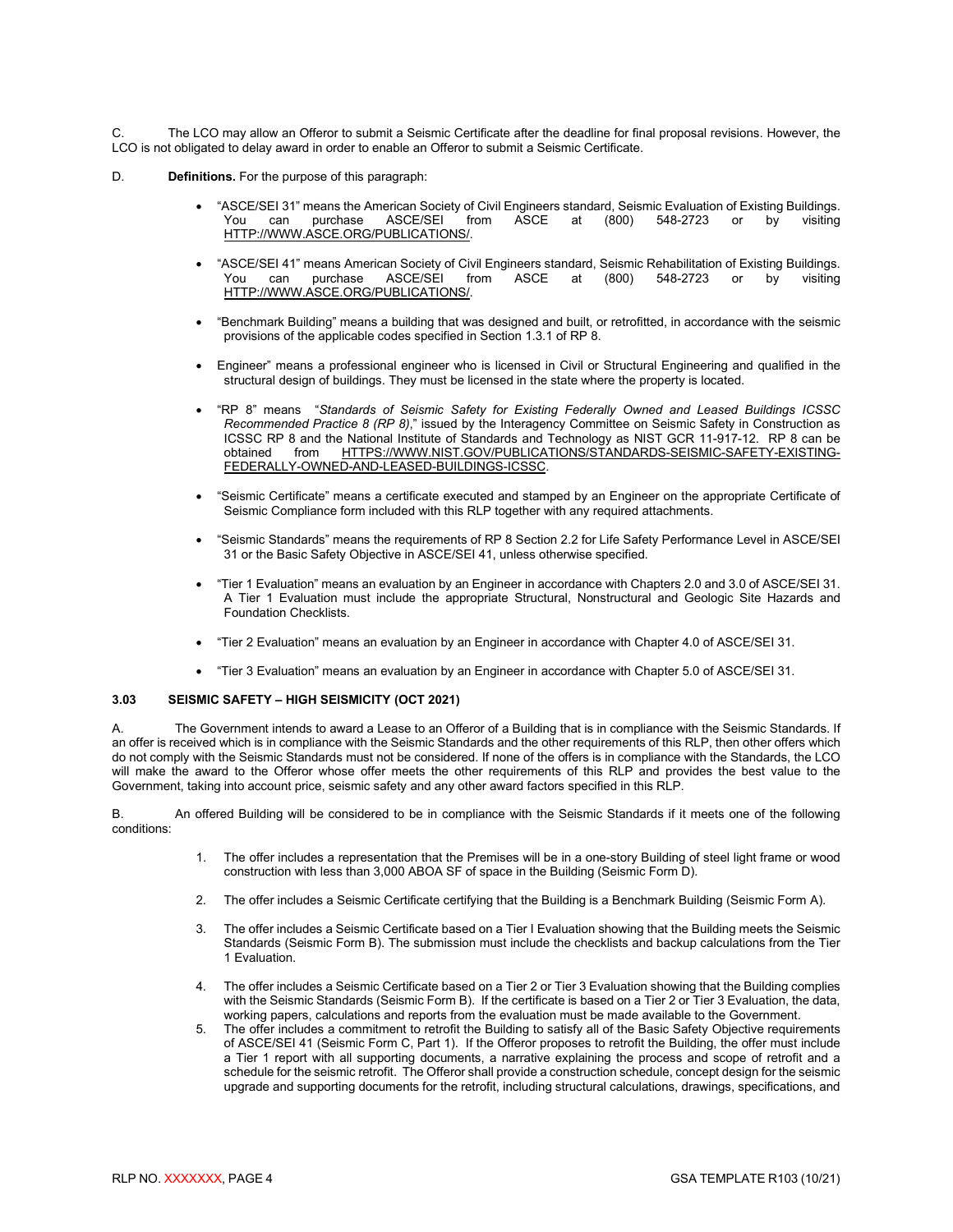C. The LCO may allow an Offeror to submit a Seismic Certificate after the deadline for final proposal revisions. However, the LCO is not obligated to delay award in order to enable an Offeror to submit a Seismic Certificate.

D. **Definitions.** For the purpose of this paragraph:

- "ASCE/SEI 31" means the American Society of Civil Engineers standard, Seismic Evaluation of Existing Buildings. You can purchase ASCE/SEI from ASCE at (800) 548-2723 or by visiting HTTP://WWW.ASCE.ORG/PUBLICATIONS/.
- "ASCE/SEI 41" means American Society of Civil Engineers standard, Seismic Rehabilitation of Existing Buildings. You can purchase ASCE/SEI from ASCE at (800) 548-2723 or by visiting HTTP://WWW.ASCE.ORG/PUBLICATIONS/.
- "Benchmark Building" means a building that was designed and built, or retrofitted, in accordance with the seismic provisions of the applicable codes specified in Section 1.3.1 of RP 8.
- Engineer" means a professional engineer who is licensed in Civil or Structural Engineering and qualified in the structural design of buildings. They must be licensed in the state where the property is located.
- "RP 8" means "*Standards of Seismic Safety for Existing Federally Owned and Leased Buildings ICSSC Recommended Practice 8 (RP 8)*," issued by the Interagency Committee on Seismic Safety in Construction as ICSSC RP 8 and the National Institute of Standards and Technology as NIST GCR 11-917-12. RP 8 can be obtained from HTTPS://WWW.NIST.GOV/PUBLICATIONS/STANDARDS-SEISMIC-SAFETY-EXISTING-FEDERALLY-OWNED-AND-LEASED-BUILDINGS-ICSSC.
- "Seismic Certificate" means a certificate executed and stamped by an Engineer on the appropriate Certificate of Seismic Compliance form included with this RLP together with any required attachments.
- "Seismic Standards" means the requirements of RP 8 Section 2.2 for Life Safety Performance Level in ASCE/SEI 31 or the Basic Safety Objective in ASCE/SEI 41, unless otherwise specified.
- "Tier 1 Evaluation" means an evaluation by an Engineer in accordance with Chapters 2.0 and 3.0 of ASCE/SEI 31. A Tier 1 Evaluation must include the appropriate Structural, Nonstructural and Geologic Site Hazards and Foundation Checklists.
- "Tier 2 Evaluation" means an evaluation by an Engineer in accordance with Chapter 4.0 of ASCE/SEI 31.
- "Tier 3 Evaluation" means an evaluation by an Engineer in accordance with Chapter 5.0 of ASCE/SEI 31.

### 3.03 SEISMIC SAFETY – HIGH SEISMICITY (OCT 2021)

A. The Government intends to award a Lease to an Offeror of a Building that is in compliance with the Seismic Standards. If an offer is received which is in compliance with the Seismic Standards and the other requirements of this RLP, then other offers which do not comply with the Seismic Standards must not be considered. If none of the offers is in compliance with the Standards, the LCO will make the award to the Offeror whose offer meets the other requirements of this RLP and provides the best value to the Government, taking into account price, seismic safety and any other award factors specified in this RLP.

B. An offered Building will be considered to be in compliance with the Seismic Standards if it meets one of the following conditions:

1. The offer includes a representation that the Premises will be in a one-story Building of steel light frame or wood construction with less than 3,000 ABOA SF of space in the Building (Seismic Form D).
2. The offer includes a Seismic Certificate certifying that the Building is a Benchmark Building (Seismic Form A).
3. The offer includes a Seismic Certificate based on a Tier I Evaluation showing that the Building meets the Seismic Standards (Seismic Form B). The submission must include the checklists and backup calculations from the Tier 1 Evaluation.
4. The offer includes a Seismic Certificate based on a Tier 2 or Tier 3 Evaluation showing that the Building complies with the Seismic Standards (Seismic Form B). If the certificate is based on a Tier 2 or Tier 3 Evaluation, the data, working papers, calculations and reports from the evaluation must be made available to the Government.
5. The offer includes a commitment to retrofit the Building to satisfy all of the Basic Safety Objective requirements of ASCE/SEI 41 (Seismic Form C, Part 1). If the Offeror proposes to retrofit the Building, the offer must include a Tier 1 report with all supporting documents, a narrative explaining the process and scope of retrofit and a schedule for the seismic retrofit. The Offeror shall provide a construction schedule, concept design for the seismic upgrade and supporting documents for the retrofit, including structural calculations, drawings, specifications, and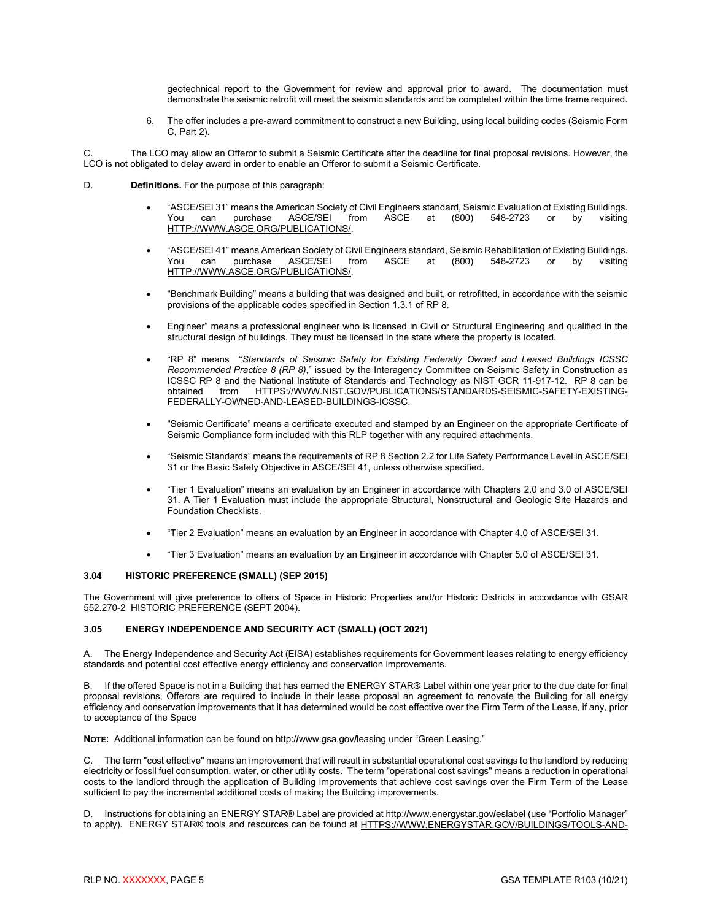geotechnical report to the Government for review and approval prior to award. The documentation must demonstrate the seismic retrofit will meet the seismic standards and be completed within the time frame required.

6. The offer includes a pre-award commitment to construct a new Building, using local building codes (Seismic Form C, Part 2).

C. The LCO may allow an Offeror to submit a Seismic Certificate after the deadline for final proposal revisions. However, the LCO is not obligated to delay award in order to enable an Offeror to submit a Seismic Certificate.

D. **Definitions.** For the purpose of this paragraph:

- "ASCE/SEI 31" means the American Society of Civil Engineers standard, Seismic Evaluation of Existing Buildings. You can purchase ASCE/SEI from ASCE at (800) 548-2723 or by visiting HTTP://WWW.ASCE.ORG/PUBLICATIONS/.

- "ASCE/SEI 41" means American Society of Civil Engineers standard, Seismic Rehabilitation of Existing Buildings. You can purchase ASCE/SEI from ASCE at (800) 548-2723 or by visiting HTTP://WWW.ASCE.ORG/PUBLICATIONS/.

- "Benchmark Building" means a building that was designed and built, or retrofitted, in accordance with the seismic provisions of the applicable codes specified in Section 1.3.1 of RP 8.

- Engineer" means a professional engineer who is licensed in Civil or Structural Engineering and qualified in the structural design of buildings. They must be licensed in the state where the property is located.

- "RP 8" means "*Standards of Seismic Safety for Existing Federally Owned and Leased Buildings ICSSC Recommended Practice 8 (RP 8)*," issued by the Interagency Committee on Seismic Safety in Construction as ICSSC RP 8 and the National Institute of Standards and Technology as NIST GCR 11-917-12. RP 8 can be obtained from HTTPS://WWW.NIST.GOV/PUBLICATIONS/STANDARDS-SEISMIC-SAFETY-EXISTING-FEDERALLY-OWNED-AND-LEASED-BUILDINGS-ICSSC.

- "Seismic Certificate" means a certificate executed and stamped by an Engineer on the appropriate Certificate of Seismic Compliance form included with this RLP together with any required attachments.

- "Seismic Standards" means the requirements of RP 8 Section 2.2 for Life Safety Performance Level in ASCE/SEI 31 or the Basic Safety Objective in ASCE/SEI 41, unless otherwise specified.

- "Tier 1 Evaluation" means an evaluation by an Engineer in accordance with Chapters 2.0 and 3.0 of ASCE/SEI 31. A Tier 1 Evaluation must include the appropriate Structural, Nonstructural and Geologic Site Hazards and Foundation Checklists.

- "Tier 2 Evaluation" means an evaluation by an Engineer in accordance with Chapter 4.0 of ASCE/SEI 31.

- "Tier 3 Evaluation" means an evaluation by an Engineer in accordance with Chapter 5.0 of ASCE/SEI 31.

### 3.04 HISTORIC PREFERENCE (SMALL) (SEP 2015)

The Government will give preference to offers of Space in Historic Properties and/or Historic Districts in accordance with GSAR 552.270-2 HISTORIC PREFERENCE (SEPT 2004).

### 3.05 ENERGY INDEPENDENCE AND SECURITY ACT (SMALL) (OCT 2021)

A. The Energy Independence and Security Act (EISA) establishes requirements for Government leases relating to energy efficiency standards and potential cost effective energy efficiency and conservation improvements.

B. If the offered Space is not in a Building that has earned the ENERGY STAR® Label within one year prior to the due date for final proposal revisions, Offerors are required to include in their lease proposal an agreement to renovate the Building for all energy efficiency and conservation improvements that it has determined would be cost effective over the Firm Term of the Lease, if any, prior to acceptance of the Space

**NOTE:** Additional information can be found on http://www.gsa.gov/leasing under "Green Leasing."

C. The term "cost effective" means an improvement that will result in substantial operational cost savings to the landlord by reducing electricity or fossil fuel consumption, water, or other utility costs. The term "operational cost savings" means a reduction in operational costs to the landlord through the application of Building improvements that achieve cost savings over the Firm Term of the Lease sufficient to pay the incremental additional costs of making the Building improvements.

D. Instructions for obtaining an ENERGY STAR® Label are provided at http://www.energystar.gov/eslabel (use "Portfolio Manager" to apply). ENERGY STAR® tools and resources can be found at HTTPS://WWW.ENERGYSTAR.GOV/BUILDINGS/TOOLS-AND-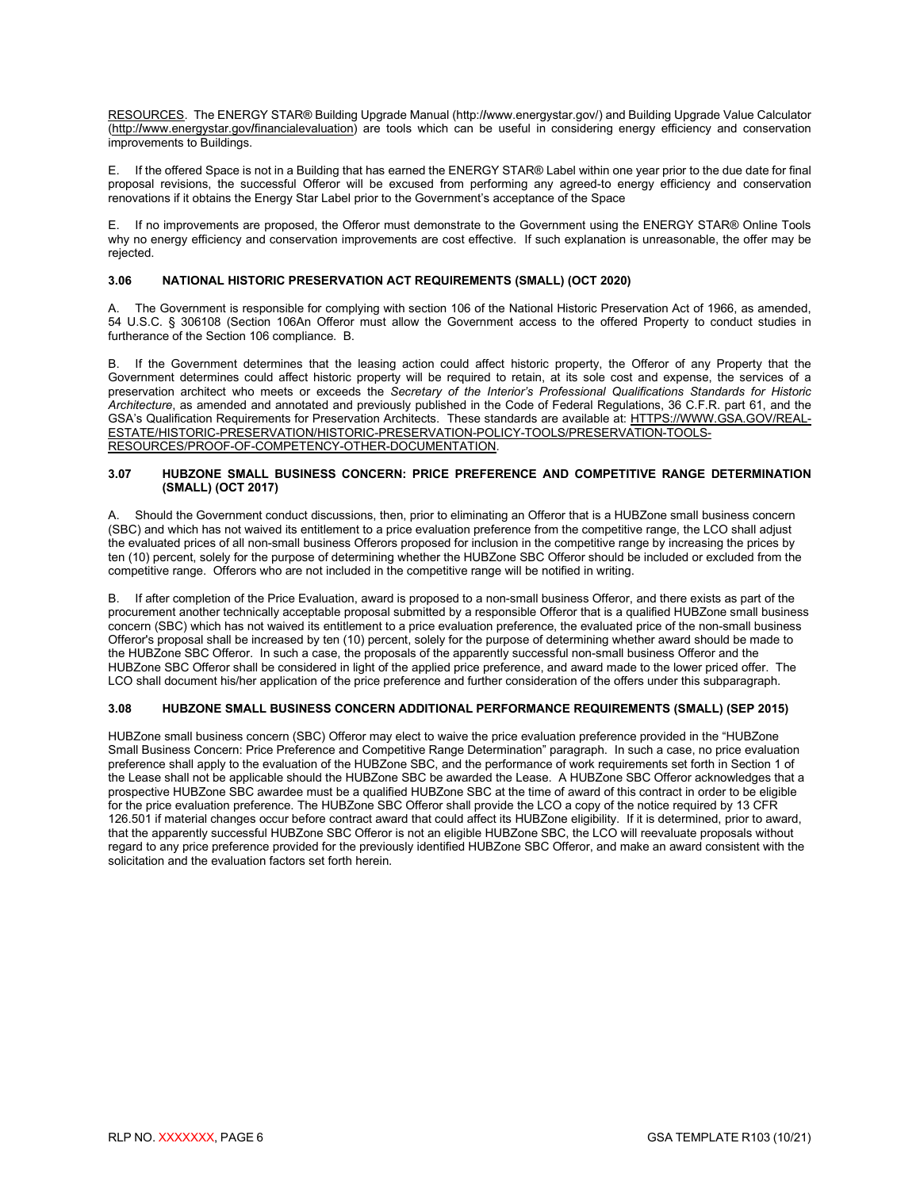RESOURCES. The ENERGY STAR® Building Upgrade Manual (http://www.energystar.gov/) and Building Upgrade Value Calculator (http://www.energystar.gov/financialevaluation) are tools which can be useful in considering energy efficiency and conservation improvements to Buildings.

E. If the offered Space is not in a Building that has earned the ENERGY STAR® Label within one year prior to the due date for final proposal revisions, the successful Offeror will be excused from performing any agreed-to energy efficiency and conservation renovations if it obtains the Energy Star Label prior to the Government's acceptance of the Space

E. If no improvements are proposed, the Offeror must demonstrate to the Government using the ENERGY STAR® Online Tools why no energy efficiency and conservation improvements are cost effective. If such explanation is unreasonable, the offer may be rejected.

### 3.06 NATIONAL HISTORIC PRESERVATION ACT REQUIREMENTS (SMALL) (OCT 2020)

A. The Government is responsible for complying with section 106 of the National Historic Preservation Act of 1966, as amended, 54 U.S.C. § 306108 (Section 106An Offeror must allow the Government access to the offered Property to conduct studies in furtherance of the Section 106 compliance. B.

B. If the Government determines that the leasing action could affect historic property, the Offeror of any Property that the Government determines could affect historic property will be required to retain, at its sole cost and expense, the services of a preservation architect who meets or exceeds the *Secretary of the Interior's Professional Qualifications Standards for Historic Architecture*, as amended and annotated and previously published in the Code of Federal Regulations, 36 C.F.R. part 61, and the GSA's Qualification Requirements for Preservation Architects. These standards are available at: HTTPS://WWW.GSA.GOV/REAL-ESTATE/HISTORIC-PRESERVATION/HISTORIC-PRESERVATION-POLICY-TOOLS/PRESERVATION-TOOLS-RESOURCES/PROOF-OF-COMPETENCY-OTHER-DOCUMENTATION.

### 3.07 HUBZONE SMALL BUSINESS CONCERN: PRICE PREFERENCE AND COMPETITIVE RANGE DETERMINATION (SMALL) (OCT 2017)

A. Should the Government conduct discussions, then, prior to eliminating an Offeror that is a HUBZone small business concern (SBC) and which has not waived its entitlement to a price evaluation preference from the competitive range, the LCO shall adjust the evaluated prices of all non-small business Offerors proposed for inclusion in the competitive range by increasing the prices by ten (10) percent, solely for the purpose of determining whether the HUBZone SBC Offeror should be included or excluded from the competitive range. Offerors who are not included in the competitive range will be notified in writing.

B. If after completion of the Price Evaluation, award is proposed to a non-small business Offeror, and there exists as part of the procurement another technically acceptable proposal submitted by a responsible Offeror that is a qualified HUBZone small business concern (SBC) which has not waived its entitlement to a price evaluation preference, the evaluated price of the non-small business Offeror's proposal shall be increased by ten (10) percent, solely for the purpose of determining whether award should be made to the HUBZone SBC Offeror. In such a case, the proposals of the apparently successful non-small business Offeror and the HUBZone SBC Offeror shall be considered in light of the applied price preference, and award made to the lower priced offer. The LCO shall document his/her application of the price preference and further consideration of the offers under this subparagraph.

### 3.08 HUBZONE SMALL BUSINESS CONCERN ADDITIONAL PERFORMANCE REQUIREMENTS (SMALL) (SEP 2015)

HUBZone small business concern (SBC) Offeror may elect to waive the price evaluation preference provided in the "HUBZone Small Business Concern: Price Preference and Competitive Range Determination" paragraph. In such a case, no price evaluation preference shall apply to the evaluation of the HUBZone SBC, and the performance of work requirements set forth in Section 1 of the Lease shall not be applicable should the HUBZone SBC be awarded the Lease. A HUBZone SBC Offeror acknowledges that a prospective HUBZone SBC awardee must be a qualified HUBZone SBC at the time of award of this contract in order to be eligible for the price evaluation preference. The HUBZone SBC Offeror shall provide the LCO a copy of the notice required by 13 CFR 126.501 if material changes occur before contract award that could affect its HUBZone eligibility. If it is determined, prior to award, that the apparently successful HUBZone SBC Offeror is not an eligible HUBZone SBC, the LCO will reevaluate proposals without regard to any price preference provided for the previously identified HUBZone SBC Offeror, and make an award consistent with the solicitation and the evaluation factors set forth herein.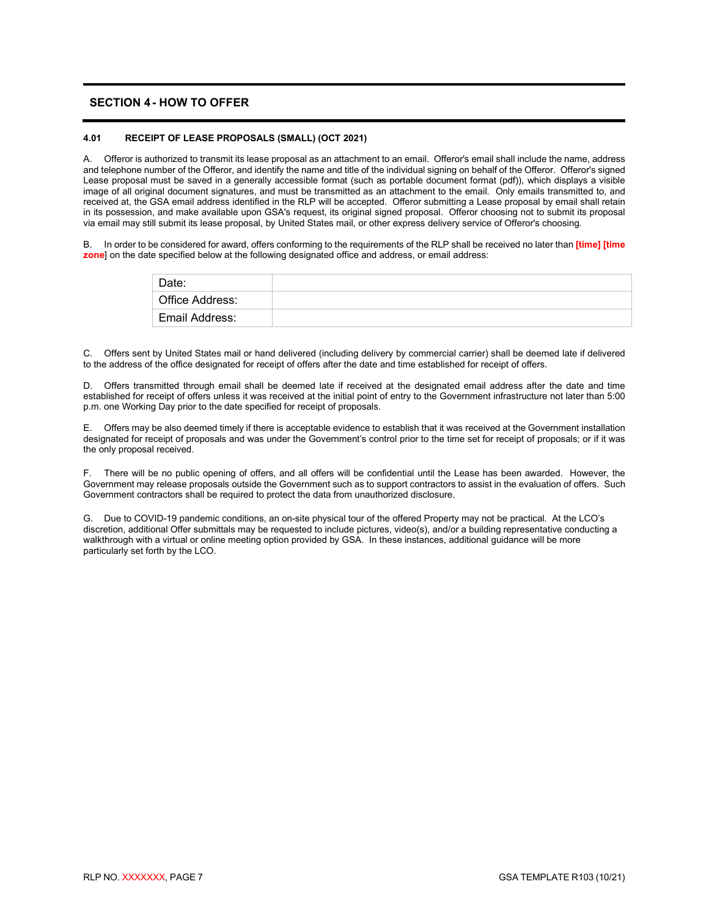## SECTION 4 - HOW TO OFFER

### 4.01 RECEIPT OF LEASE PROPOSALS (SMALL) (OCT 2021)

A. Offeror is authorized to transmit its lease proposal as an attachment to an email. Offeror's email shall include the name, address and telephone number of the Offeror, and identify the name and title of the individual signing on behalf of the Offeror. Offeror's signed Lease proposal must be saved in a generally accessible format (such as portable document format (pdf)), which displays a visible image of all original document signatures, and must be transmitted as an attachment to the email. Only emails transmitted to, and received at, the GSA email address identified in the RLP will be accepted. Offeror submitting a Lease proposal by email shall retain in its possession, and make available upon GSA's request, its original signed proposal. Offeror choosing not to submit its proposal via email may still submit its lease proposal, by United States mail, or other express delivery service of Offeror's choosing.

B. In order to be considered for award, offers conforming to the requirements of the RLP shall be received no later than **[time] [time zone**] on the date specified below at the following designated office and address, or email address:

| | |
|---|---|
| Date: | |
| Office Address: | |
| Email Address: | |

C. Offers sent by United States mail or hand delivered (including delivery by commercial carrier) shall be deemed late if delivered to the address of the office designated for receipt of offers after the date and time established for receipt of offers.

D. Offers transmitted through email shall be deemed late if received at the designated email address after the date and time established for receipt of offers unless it was received at the initial point of entry to the Government infrastructure not later than 5:00 p.m. one Working Day prior to the date specified for receipt of proposals.

E. Offers may be also deemed timely if there is acceptable evidence to establish that it was received at the Government installation designated for receipt of proposals and was under the Government's control prior to the time set for receipt of proposals; or if it was the only proposal received.

F. There will be no public opening of offers, and all offers will be confidential until the Lease has been awarded. However, the Government may release proposals outside the Government such as to support contractors to assist in the evaluation of offers. Such Government contractors shall be required to protect the data from unauthorized disclosure.

G. Due to COVID-19 pandemic conditions, an on-site physical tour of the offered Property may not be practical. At the LCO's discretion, additional Offer submittals may be requested to include pictures, video(s), and/or a building representative conducting a walkthrough with a virtual or online meeting option provided by GSA. In these instances, additional guidance will be more particularly set forth by the LCO.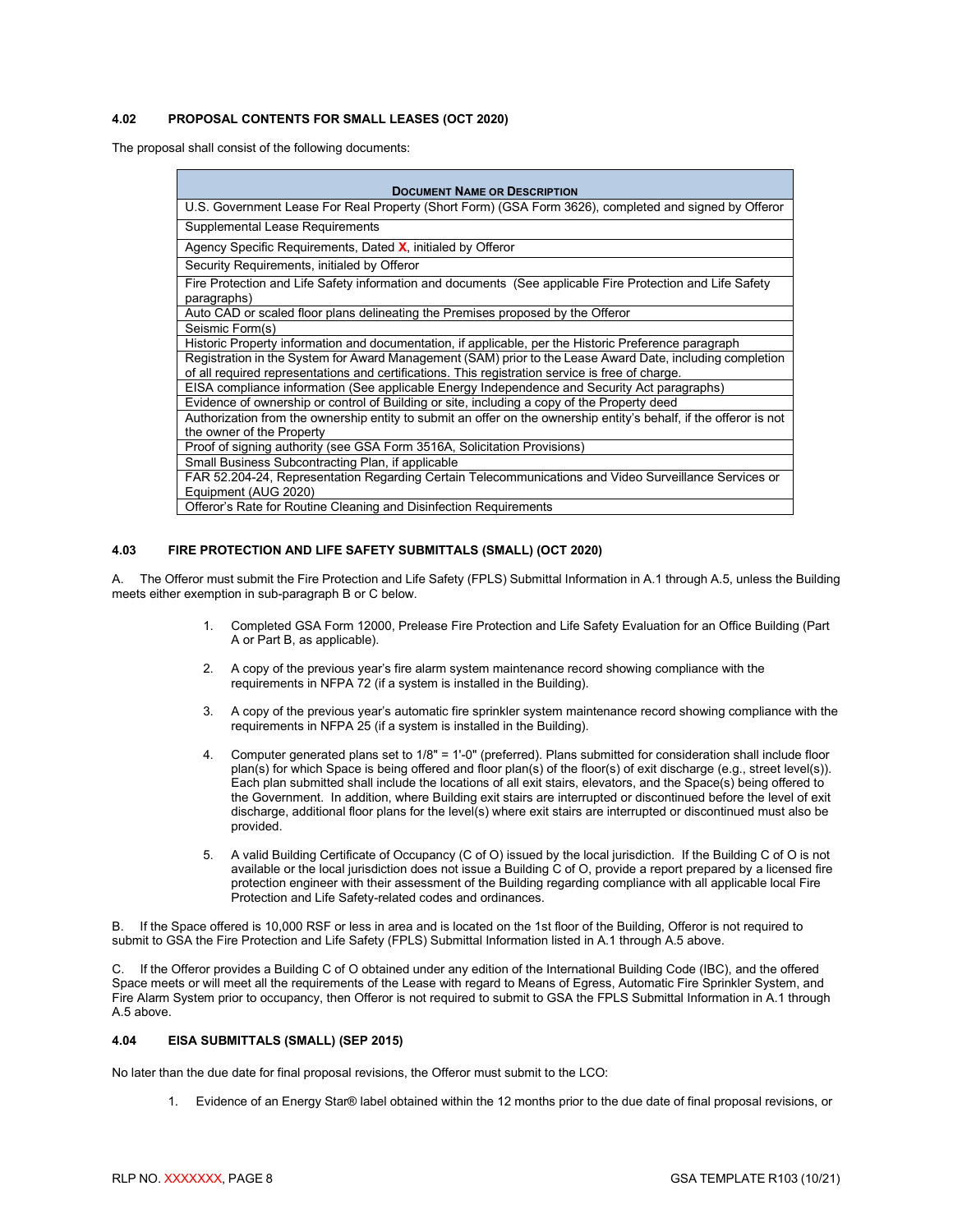#### 4.02 PROPOSAL CONTENTS FOR SMALL LEASES (OCT 2020)

The proposal shall consist of the following documents:

| DOCUMENT NAME OR DESCRIPTION |
|---|
| U.S. Government Lease For Real Property (Short Form) (GSA Form 3626), completed and signed by Offeror |
| Supplemental Lease Requirements |
| Agency Specific Requirements, Dated X, initialed by Offeror |
| Security Requirements, initialed by Offeror |
| Fire Protection and Life Safety information and documents (See applicable Fire Protection and Life Safety paragraphs) |
| Auto CAD or scaled floor plans delineating the Premises proposed by the Offeror |
| Seismic Form(s) |
| Historic Property information and documentation, if applicable, per the Historic Preference paragraph |
| Registration in the System for Award Management (SAM) prior to the Lease Award Date, including completion of all required representations and certifications. This registration service is free of charge. |
| EISA compliance information (See applicable Energy Independence and Security Act paragraphs) |
| Evidence of ownership or control of Building or site, including a copy of the Property deed |
| Authorization from the ownership entity to submit an offer on the ownership entity's behalf, if the offeror is not the owner of the Property |
| Proof of signing authority (see GSA Form 3516A, Solicitation Provisions) |
| Small Business Subcontracting Plan, if applicable |
| FAR 52.204-24, Representation Regarding Certain Telecommunications and Video Surveillance Services or Equipment (AUG 2020) |
| Offeror's Rate for Routine Cleaning and Disinfection Requirements |

#### 4.03 FIRE PROTECTION AND LIFE SAFETY SUBMITTALS (SMALL) (OCT 2020)

A. The Offeror must submit the Fire Protection and Life Safety (FPLS) Submittal Information in A.1 through A.5, unless the Building meets either exemption in sub-paragraph B or C below.

1. Completed GSA Form 12000, Prelease Fire Protection and Life Safety Evaluation for an Office Building (Part A or Part B, as applicable).

2. A copy of the previous year's fire alarm system maintenance record showing compliance with the requirements in NFPA 72 (if a system is installed in the Building).

3. A copy of the previous year's automatic fire sprinkler system maintenance record showing compliance with the requirements in NFPA 25 (if a system is installed in the Building).

4. Computer generated plans set to 1/8" = 1'-0" (preferred). Plans submitted for consideration shall include floor plan(s) for which Space is being offered and floor plan(s) of the floor(s) of exit discharge (e.g., street level(s)). Each plan submitted shall include the locations of all exit stairs, elevators, and the Space(s) being offered to the Government. In addition, where Building exit stairs are interrupted or discontinued before the level of exit discharge, additional floor plans for the level(s) where exit stairs are interrupted or discontinued must also be provided.

5. A valid Building Certificate of Occupancy (C of O) issued by the local jurisdiction. If the Building C of O is not available or the local jurisdiction does not issue a Building C of O, provide a report prepared by a licensed fire protection engineer with their assessment of the Building regarding compliance with all applicable local Fire Protection and Life Safety-related codes and ordinances.

B. If the Space offered is 10,000 RSF or less in area and is located on the 1st floor of the Building, Offeror is not required to submit to GSA the Fire Protection and Life Safety (FPLS) Submittal Information listed in A.1 through A.5 above.

C. If the Offeror provides a Building C of O obtained under any edition of the International Building Code (IBC), and the offered Space meets or will meet all the requirements of the Lease with regard to Means of Egress, Automatic Fire Sprinkler System, and Fire Alarm System prior to occupancy, then Offeror is not required to submit to GSA the FPLS Submittal Information in A.1 through A.5 above.

#### 4.04 EISA SUBMITTALS (SMALL) (SEP 2015)

No later than the due date for final proposal revisions, the Offeror must submit to the LCO:

1. Evidence of an Energy Star® label obtained within the 12 months prior to the due date of final proposal revisions, or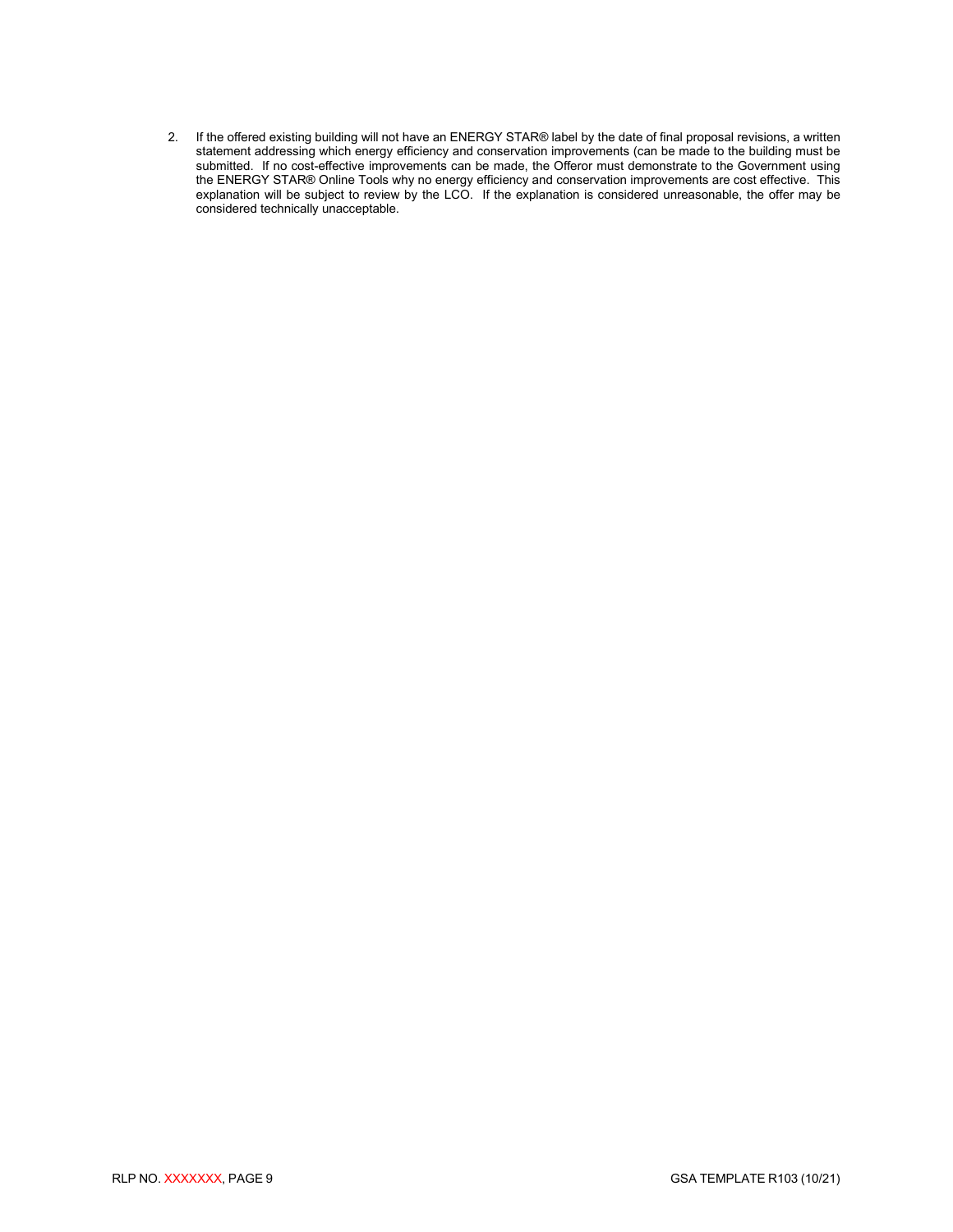2. If the offered existing building will not have an ENERGY STAR® label by the date of final proposal revisions, a written statement addressing which energy efficiency and conservation improvements (can be made to the building must be submitted. If no cost-effective improvements can be made, the Offeror must demonstrate to the Government using the ENERGY STAR® Online Tools why no energy efficiency and conservation improvements are cost effective. This explanation will be subject to review by the LCO. If the explanation is considered unreasonable, the offer may be considered technically unacceptable.